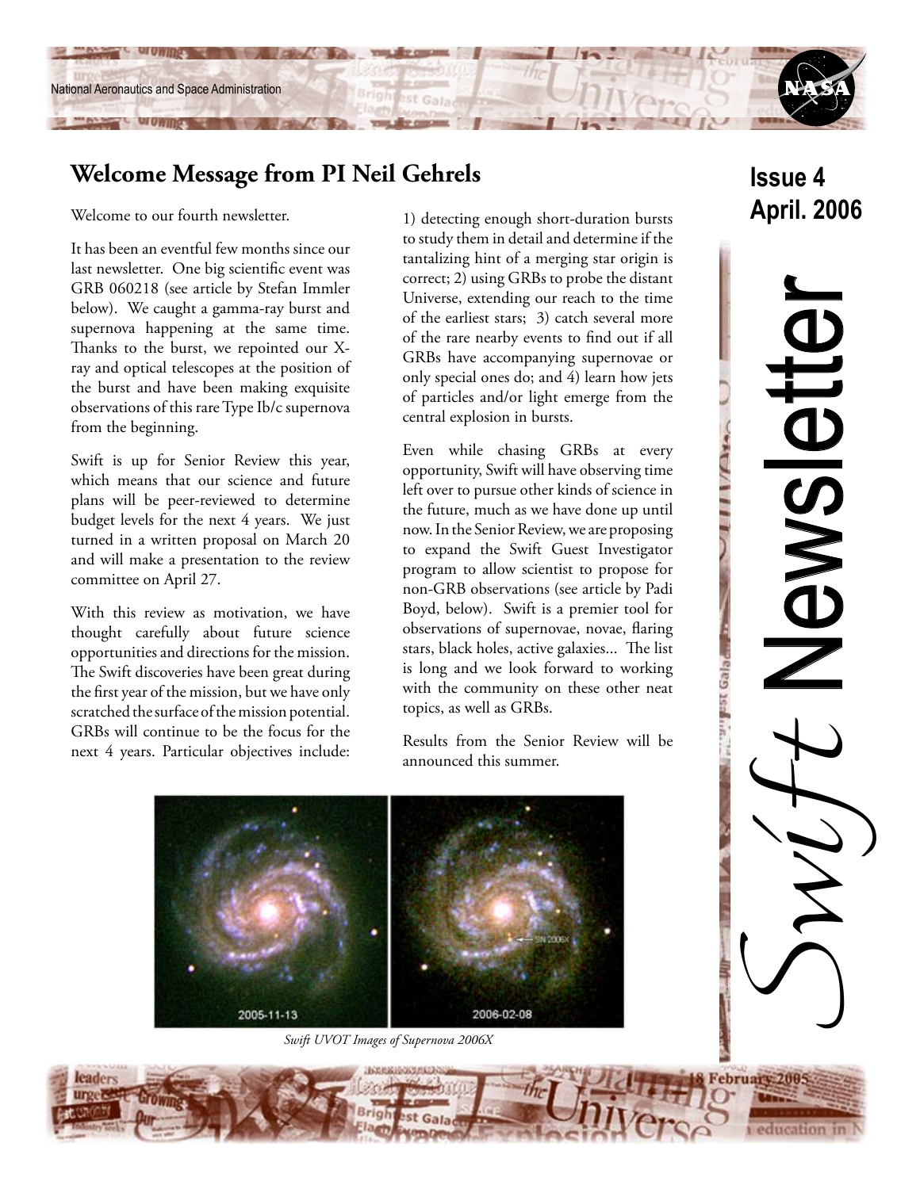National Aeronautics and Space Administration

# Swift Newsletter

**Issue 4**
**April. 2006**

## Welcome Message from PI Neil Gehrels

Welcome to our fourth newsletter.

It has been an eventful few months since our last newsletter. One big scientific event was GRB 060218 (see article by Stefan Immler below). We caught a gamma-ray burst and supernova happening at the same time. Thanks to the burst, we repointed our X-ray and optical telescopes at the position of the burst and have been making exquisite observations of this rare Type Ib/c supernova from the beginning.

Swift is up for Senior Review this year, which means that our science and future plans will be peer-reviewed to determine budget levels for the next 4 years. We just turned in a written proposal on March 20 and will make a presentation to the review committee on April 27.

With this review as motivation, we have thought carefully about future science opportunities and directions for the mission. The Swift discoveries have been great during the first year of the mission, but we have only scratched the surface of the mission potential. GRBs will continue to be the focus for the next 4 years. Particular objectives include: 1) detecting enough short-duration bursts to study them in detail and determine if the tantalizing hint of a merging star origin is correct; 2) using GRBs to probe the distant Universe, extending our reach to the time of the earliest stars; 3) catch several more of the rare nearby events to find out if all GRBs have accompanying supernovae or only special ones do; and 4) learn how jets of particles and/or light emerge from the central explosion in bursts.

Even while chasing GRBs at every opportunity, Swift will have observing time left over to pursue other kinds of science in the future, much as we have done up until now. In the Senior Review, we are proposing to expand the Swift Guest Investigator program to allow scientist to propose for non-GRB observations (see article by Padi Boyd, below). Swift is a premier tool for observations of supernovae, novae, flaring stars, black holes, active galaxies... The list is long and we look forward to working with the community on these other neat topics, as well as GRBs.

Results from the Senior Review will be announced this summer.

*Swift UVOT Images of Supernova 2006X*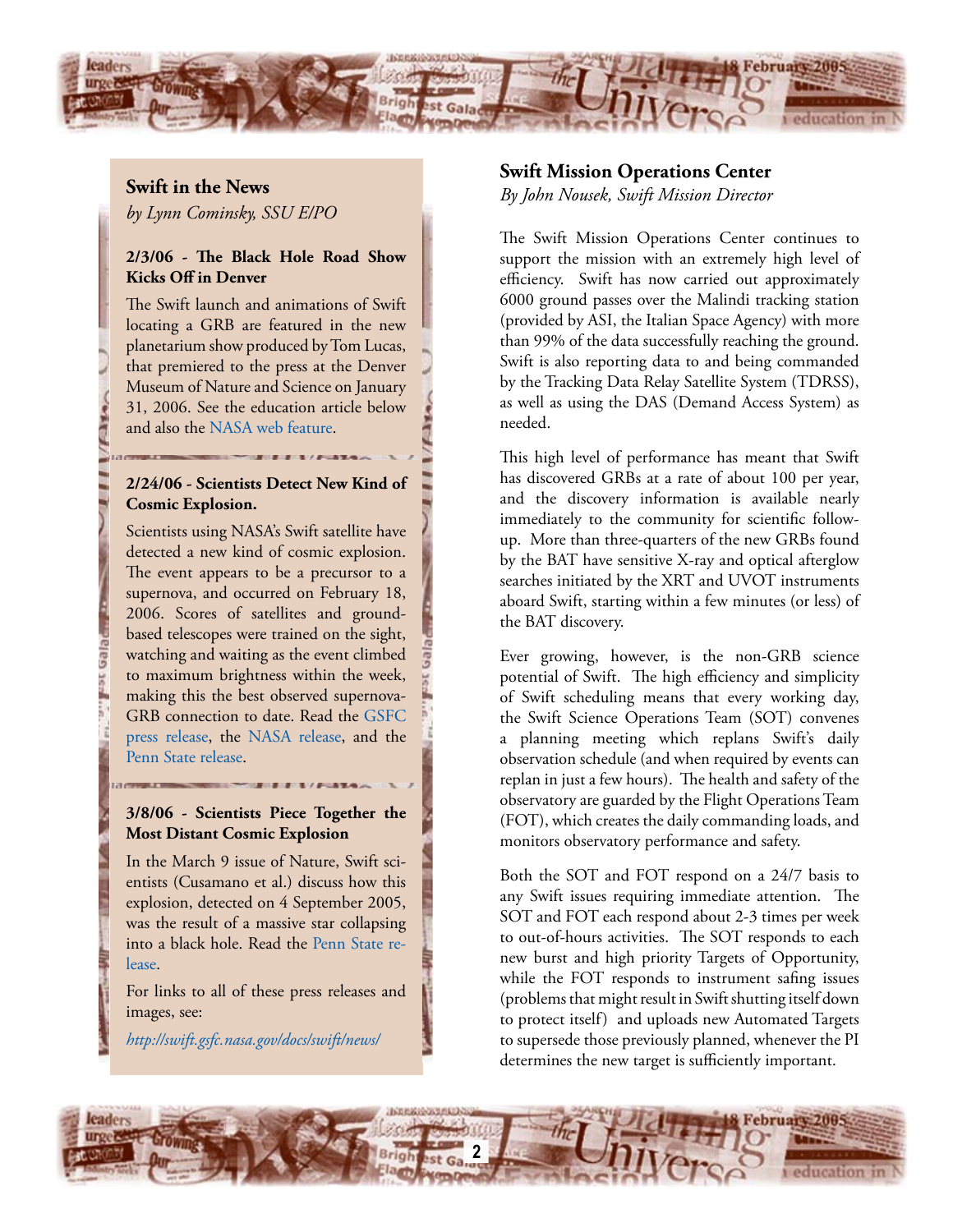## Swift in the News

*by Lynn Cominsky, SSU E/PO*

**2/3/06 - The Black Hole Road Show Kicks Off in Denver**

The Swift launch and animations of Swift locating a GRB are featured in the new planetarium show produced by Tom Lucas, that premiered to the press at the Denver Museum of Nature and Science on January 31, 2006. See the education article below and also the NASA web feature.

**2/24/06 - Scientists Detect New Kind of Cosmic Explosion.**

Scientists using NASA's Swift satellite have detected a new kind of cosmic explosion. The event appears to be a precursor to a supernova, and occurred on February 18, 2006. Scores of satellites and ground-based telescopes were trained on the sight, watching and waiting as the event climbed to maximum brightness within the week, making this the best observed supernova-GRB connection to date. Read the GSFC press release, the NASA release, and the Penn State release.

**3/8/06 - Scientists Piece Together the Most Distant Cosmic Explosion**

In the March 9 issue of Nature, Swift scientists (Cusamano et al.) discuss how this explosion, detected on 4 September 2005, was the result of a massive star collapsing into a black hole. Read the Penn State release.

For links to all of these press releases and images, see:

*http://swift.gsfc.nasa.gov/docs/swift/news/*

## Swift Mission Operations Center

*By John Nousek, Swift Mission Director*

The Swift Mission Operations Center continues to support the mission with an extremely high level of efficiency. Swift has now carried out approximately 6000 ground passes over the Malindi tracking station (provided by ASI, the Italian Space Agency) with more than 99% of the data successfully reaching the ground. Swift is also reporting data to and being commanded by the Tracking Data Relay Satellite System (TDRSS), as well as using the DAS (Demand Access System) as needed.

This high level of performance has meant that Swift has discovered GRBs at a rate of about 100 per year, and the discovery information is available nearly immediately to the community for scientific follow-up. More than three-quarters of the new GRBs found by the BAT have sensitive X-ray and optical afterglow searches initiated by the XRT and UVOT instruments aboard Swift, starting within a few minutes (or less) of the BAT discovery.

Ever growing, however, is the non-GRB science potential of Swift. The high efficiency and simplicity of Swift scheduling means that every working day, the Swift Science Operations Team (SOT) convenes a planning meeting which replans Swift's daily observation schedule (and when required by events can replan in just a few hours). The health and safety of the observatory are guarded by the Flight Operations Team (FOT), which creates the daily commanding loads, and monitors observatory performance and safety.

Both the SOT and FOT respond on a 24/7 basis to any Swift issues requiring immediate attention. The SOT and FOT each respond about 2-3 times per week to out-of-hours activities. The SOT responds to each new burst and high priority Targets of Opportunity, while the FOT responds to instrument safing issues (problems that might result in Swift shutting itself down to protect itself) and uploads new Automated Targets to supersede those previously planned, whenever the PI determines the new target is sufficiently important.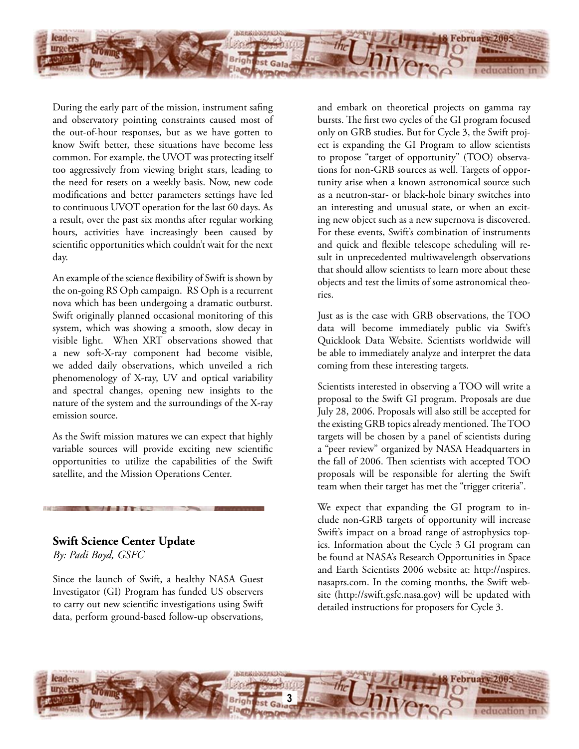During the early part of the mission, instrument safing and observatory pointing constraints caused most of the out-of-hour responses, but as we have gotten to know Swift better, these situations have become less common. For example, the UVOT was protecting itself too aggressively from viewing bright stars, leading to the need for resets on a weekly basis. Now, new code modifications and better parameters settings have led to continuous UVOT operation for the last 60 days. As a result, over the past six months after regular working hours, activities have increasingly been caused by scientific opportunities which couldn't wait for the next day.

An example of the science flexibility of Swift is shown by the on-going RS Oph campaign. RS Oph is a recurrent nova which has been undergoing a dramatic outburst. Swift originally planned occasional monitoring of this system, which was showing a smooth, slow decay in visible light. When XRT observations showed that a new soft-X-ray component had become visible, we added daily observations, which unveiled a rich phenomenology of X-ray, UV and optical variability and spectral changes, opening new insights to the nature of the system and the surroundings of the X-ray emission source.

As the Swift mission matures we can expect that highly variable sources will provide exciting new scientific opportunities to utilize the capabilities of the Swift satellite, and the Mission Operations Center.

## Swift Science Center Update

*By: Padi Boyd, GSFC*

Since the launch of Swift, a healthy NASA Guest Investigator (GI) Program has funded US observers to carry out new scientific investigations using Swift data, perform ground-based follow-up observations, and embark on theoretical projects on gamma ray bursts. The first two cycles of the GI program focused only on GRB studies. But for Cycle 3, the Swift project is expanding the GI Program to allow scientists to propose "target of opportunity" (TOO) observations for non-GRB sources as well. Targets of opportunity arise when a known astronomical source such as a neutron-star- or black-hole binary switches into an interesting and unusual state, or when an exciting new object such as a new supernova is discovered. For these events, Swift's combination of instruments and quick and flexible telescope scheduling will result in unprecedented multiwavelength observations that should allow scientists to learn more about these objects and test the limits of some astronomical theories.

Just as is the case with GRB observations, the TOO data will become immediately public via Swift's Quicklook Data Website. Scientists worldwide will be able to immediately analyze and interpret the data coming from these interesting targets.

Scientists interested in observing a TOO will write a proposal to the Swift GI program. Proposals are due July 28, 2006. Proposals will also still be accepted for the existing GRB topics already mentioned. The TOO targets will be chosen by a panel of scientists during a "peer review" organized by NASA Headquarters in the fall of 2006. Then scientists with accepted TOO proposals will be responsible for alerting the Swift team when their target has met the "trigger criteria".

We expect that expanding the GI program to include non-GRB targets of opportunity will increase Swift's impact on a broad range of astrophysics topics. Information about the Cycle 3 GI program can be found at NASA's Research Opportunities in Space and Earth Scientists 2006 website at: http://nspires.nasaprs.com. In the coming months, the Swift website (http://swift.gsfc.nasa.gov) will be updated with detailed instructions for proposers for Cycle 3.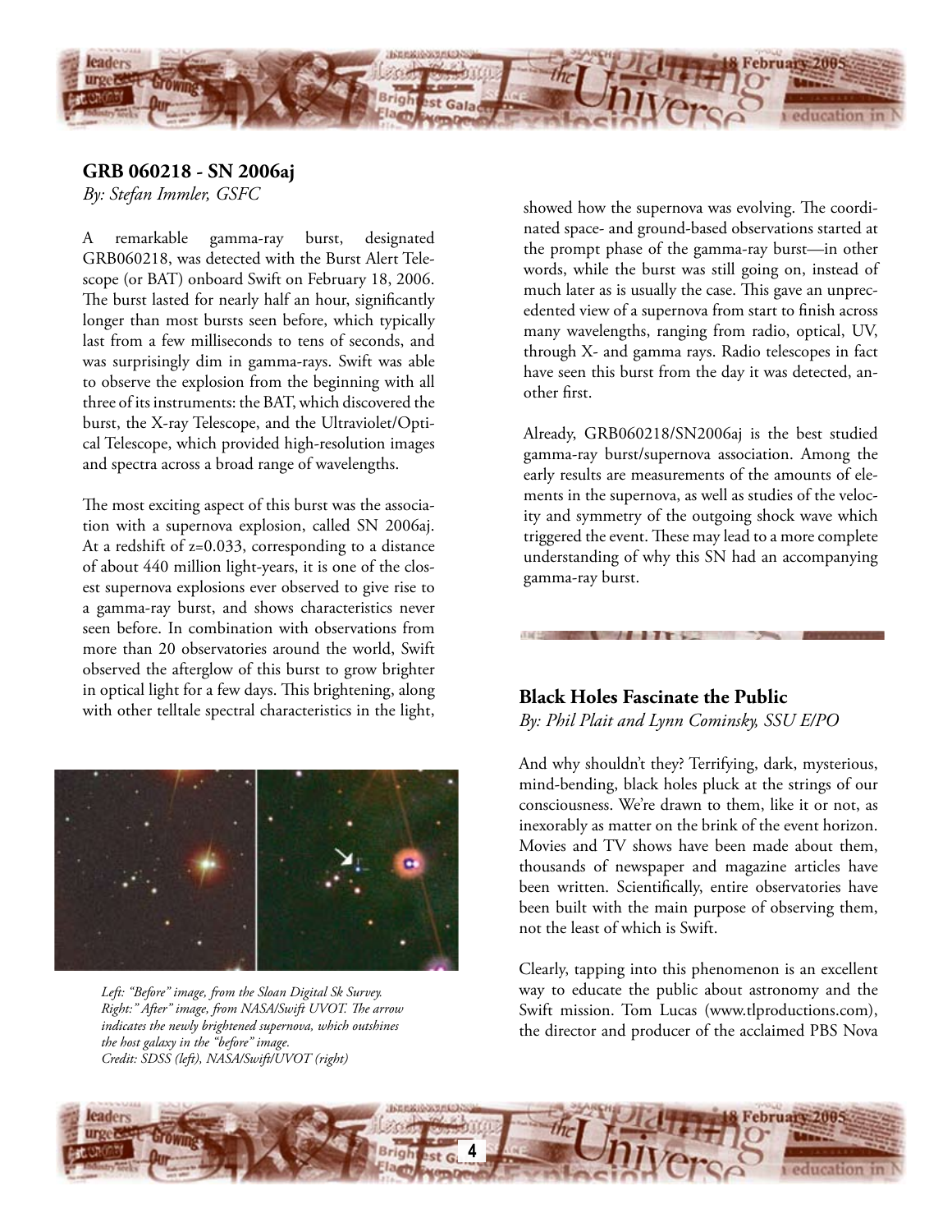## GRB 060218 - SN 2006aj

*By: Stefan Immler, GSFC*

A remarkable gamma-ray burst, designated GRB060218, was detected with the Burst Alert Telescope (or BAT) onboard Swift on February 18, 2006. The burst lasted for nearly half an hour, significantly longer than most bursts seen before, which typically last from a few milliseconds to tens of seconds, and was surprisingly dim in gamma-rays. Swift was able to observe the explosion from the beginning with all three of its instruments: the BAT, which discovered the burst, the X-ray Telescope, and the Ultraviolet/Optical Telescope, which provided high-resolution images and spectra across a broad range of wavelengths.

The most exciting aspect of this burst was the association with a supernova explosion, called SN 2006aj. At a redshift of z=0.033, corresponding to a distance of about 440 million light-years, it is one of the closest supernova explosions ever observed to give rise to a gamma-ray burst, and shows characteristics never seen before. In combination with observations from more than 20 observatories around the world, Swift observed the afterglow of this burst to grow brighter in optical light for a few days. This brightening, along with other telltale spectral characteristics in the light, showed how the supernova was evolving. The coordinated space- and ground-based observations started at the prompt phase of the gamma-ray burst—in other words, while the burst was still going on, instead of much later as is usually the case. This gave an unprecedented view of a supernova from start to finish across many wavelengths, ranging from radio, optical, UV, through X- and gamma rays. Radio telescopes in fact have seen this burst from the day it was detected, another first.

Already, GRB060218/SN2006aj is the best studied gamma-ray burst/supernova association. Among the early results are measurements of the amounts of elements in the supernova, as well as studies of the velocity and symmetry of the outgoing shock wave which triggered the event. These may lead to a more complete understanding of why this SN had an accompanying gamma-ray burst.

*Left: "Before" image, from the Sloan Digital Sk Survey. Right:" After" image, from NASA/Swift UVOT. The arrow indicates the newly brightened supernova, which outshines the host galaxy in the "before" image.*
*Credit: SDSS (left), NASA/Swift/UVOT (right)*

## Black Holes Fascinate the Public

*By: Phil Plait and Lynn Cominsky, SSU E/PO*

And why shouldn't they? Terrifying, dark, mysterious, mind-bending, black holes pluck at the strings of our consciousness. We're drawn to them, like it or not, as inexorably as matter on the brink of the event horizon. Movies and TV shows have been made about them, thousands of newspaper and magazine articles have been written. Scientifically, entire observatories have been built with the main purpose of observing them, not the least of which is Swift.

Clearly, tapping into this phenomenon is an excellent way to educate the public about astronomy and the Swift mission. Tom Lucas (www.tlproductions.com), the director and producer of the acclaimed PBS Nova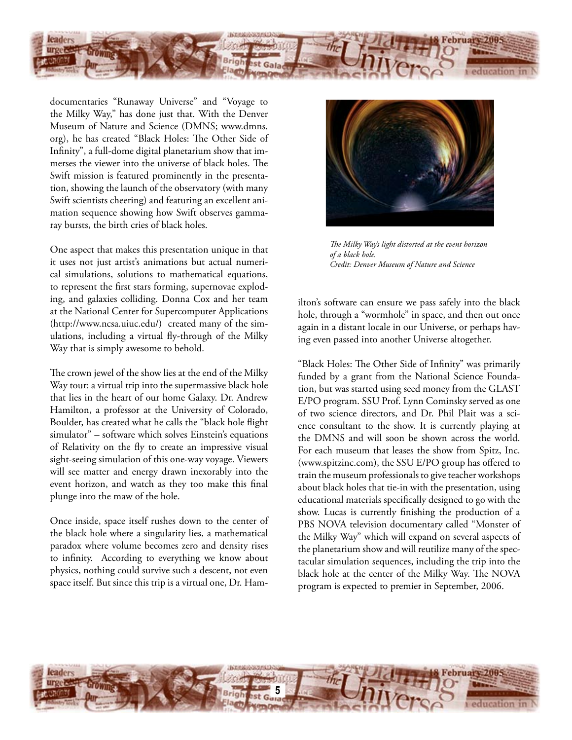documentaries "Runaway Universe" and "Voyage to the Milky Way," has done just that. With the Denver Museum of Nature and Science (DMNS; www.dmns.org), he has created "Black Holes: The Other Side of Infinity", a full-dome digital planetarium show that immerses the viewer into the universe of black holes. The Swift mission is featured prominently in the presentation, showing the launch of the observatory (with many Swift scientists cheering) and featuring an excellent animation sequence showing how Swift observes gamma-ray bursts, the birth cries of black holes.

One aspect that makes this presentation unique in that it uses not just artist's animations but actual numerical simulations, solutions to mathematical equations, to represent the first stars forming, supernovae exploding, and galaxies colliding. Donna Cox and her team at the National Center for Supercomputer Applications (http://www.ncsa.uiuc.edu/) created many of the simulations, including a virtual fly-through of the Milky Way that is simply awesome to behold.

The crown jewel of the show lies at the end of the Milky Way tour: a virtual trip into the supermassive black hole that lies in the heart of our home Galaxy. Dr. Andrew Hamilton, a professor at the University of Colorado, Boulder, has created what he calls the "black hole flight simulator" – software which solves Einstein's equations of Relativity on the fly to create an impressive visual sight-seeing simulation of this one-way voyage. Viewers will see matter and energy drawn inexorably into the event horizon, and watch as they too make this final plunge into the maw of the hole.

Once inside, space itself rushes down to the center of the black hole where a singularity lies, a mathematical paradox where volume becomes zero and density rises to infinity. According to everything we know about physics, nothing could survive such a descent, not even space itself. But since this trip is a virtual one, Dr. Hamilton's software can ensure we pass safely into the black hole, through a "wormhole" in space, and then out once again in a distant locale in our Universe, or perhaps having even passed into another Universe altogether.

*The Milky Way's light distorted at the event horizon of a black hole.*
*Credit: Denver Museum of Nature and Science*

"Black Holes: The Other Side of Infinity" was primarily funded by a grant from the National Science Foundation, but was started using seed money from the GLAST E/PO program. SSU Prof. Lynn Cominsky served as one of two science directors, and Dr. Phil Plait was a science consultant to the show. It is currently playing at the DMNS and will soon be shown across the world. For each museum that leases the show from Spitz, Inc. (www.spitzinc.com), the SSU E/PO group has offered to train the museum professionals to give teacher workshops about black holes that tie-in with the presentation, using educational materials specifically designed to go with the show. Lucas is currently finishing the production of a PBS NOVA television documentary called "Monster of the Milky Way" which will expand on several aspects of the planetarium show and will reutilize many of the spectacular simulation sequences, including the trip into the black hole at the center of the Milky Way. The NOVA program is expected to premier in September, 2006.